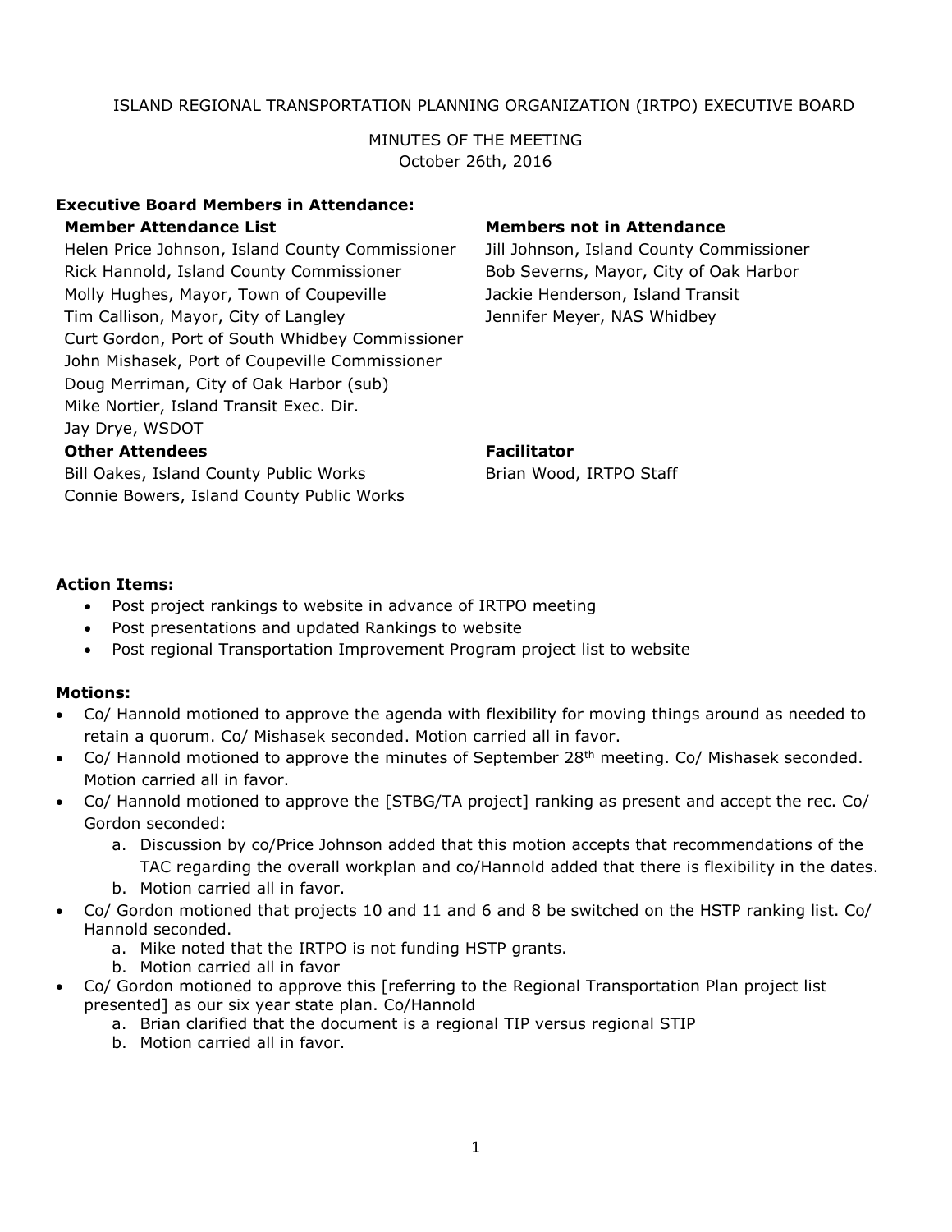ISLAND REGIONAL TRANSPORTATION PLANNING ORGANIZATION (IRTPO) EXECUTIVE BOARD

MINUTES OF THE MEETING
October 26th, 2016

**Executive Board Members in Attendance:**

**Member Attendance List**

Helen Price Johnson, Island County Commissioner
Rick Hannold, Island County Commissioner
Molly Hughes, Mayor, Town of Coupeville
Tim Callison, Mayor, City of Langley
Curt Gordon, Port of South Whidbey Commissioner
John Mishasek, Port of Coupeville Commissioner
Doug Merriman, City of Oak Harbor (sub)
Mike Nortier, Island Transit Exec. Dir.
Jay Drye, WSDOT

**Members not in Attendance**

Jill Johnson, Island County Commissioner
Bob Severns, Mayor, City of Oak Harbor
Jackie Henderson, Island Transit
Jennifer Meyer, NAS Whidbey

**Other Attendees**

Bill Oakes, Island County Public Works
Connie Bowers, Island County Public Works

**Facilitator**

Brian Wood, IRTPO Staff

**Action Items:**

- Post project rankings to website in advance of IRTPO meeting
- Post presentations and updated Rankings to website
- Post regional Transportation Improvement Program project list to website

**Motions:**

- Co/ Hannold motioned to approve the agenda with flexibility for moving things around as needed to retain a quorum. Co/ Mishasek seconded. Motion carried all in favor.
- Co/ Hannold motioned to approve the minutes of September 28th meeting. Co/ Mishasek seconded. Motion carried all in favor.
- Co/ Hannold motioned to approve the [STBG/TA project] ranking as present and accept the rec. Co/ Gordon seconded:
  a. Discussion by co/Price Johnson added that this motion accepts that recommendations of the TAC regarding the overall workplan and co/Hannold added that there is flexibility in the dates.
  b. Motion carried all in favor.
- Co/ Gordon motioned that projects 10 and 11 and 6 and 8 be switched on the HSTP ranking list. Co/ Hannold seconded.
  a. Mike noted that the IRTPO is not funding HSTP grants.
  b. Motion carried all in favor
- Co/ Gordon motioned to approve this [referring to the Regional Transportation Plan project list presented] as our six year state plan. Co/Hannold
  a. Brian clarified that the document is a regional TIP versus regional STIP
  b. Motion carried all in favor.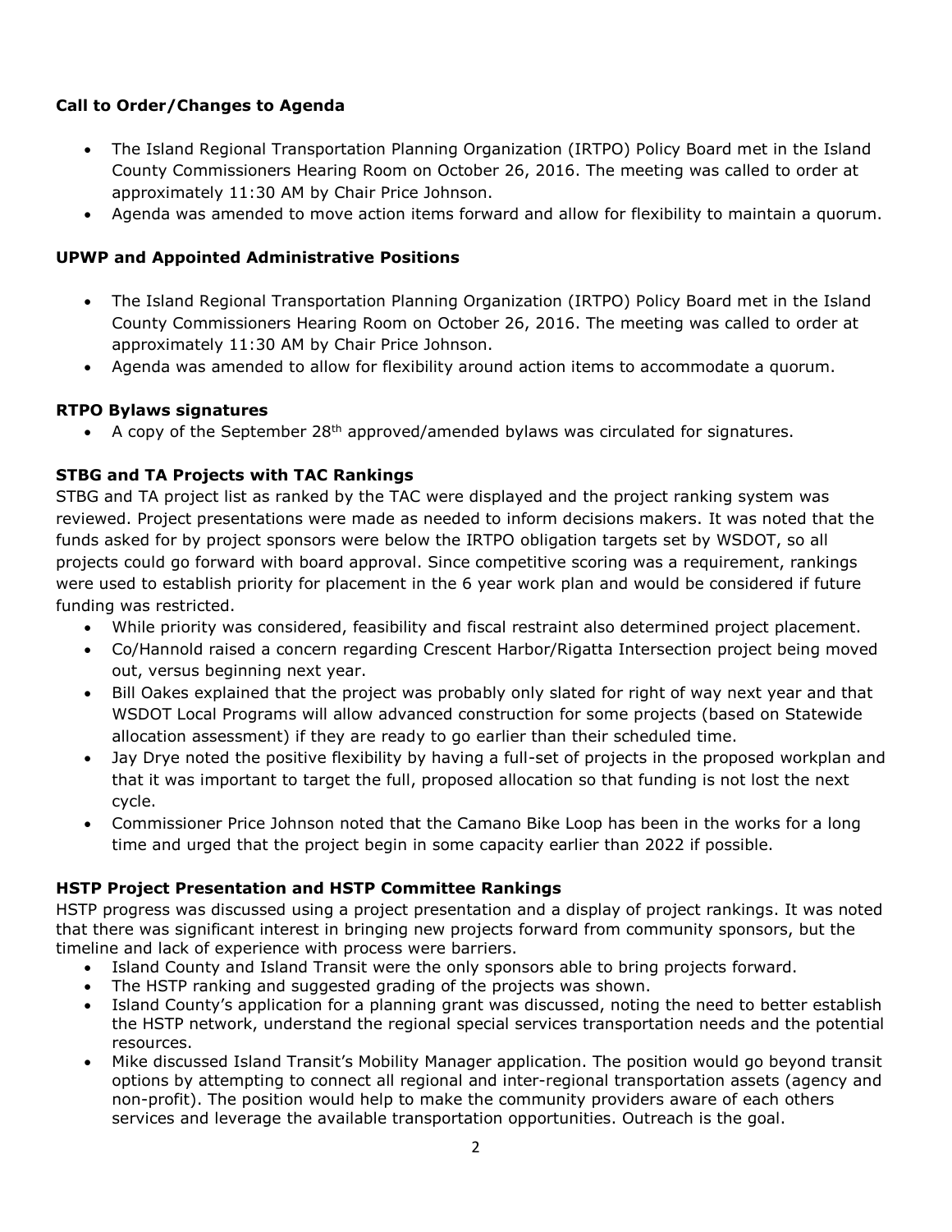**Call to Order/Changes to Agenda**

- The Island Regional Transportation Planning Organization (IRTPO) Policy Board met in the Island County Commissioners Hearing Room on October 26, 2016. The meeting was called to order at approximately 11:30 AM by Chair Price Johnson.
- Agenda was amended to move action items forward and allow for flexibility to maintain a quorum.

**UPWP and Appointed Administrative Positions**

- The Island Regional Transportation Planning Organization (IRTPO) Policy Board met in the Island County Commissioners Hearing Room on October 26, 2016. The meeting was called to order at approximately 11:30 AM by Chair Price Johnson.
- Agenda was amended to allow for flexibility around action items to accommodate a quorum.

**RTPO Bylaws signatures**

- A copy of the September 28th approved/amended bylaws was circulated for signatures.

**STBG and TA Projects with TAC Rankings**

STBG and TA project list as ranked by the TAC were displayed and the project ranking system was reviewed. Project presentations were made as needed to inform decisions makers. It was noted that the funds asked for by project sponsors were below the IRTPO obligation targets set by WSDOT, so all projects could go forward with board approval. Since competitive scoring was a requirement, rankings were used to establish priority for placement in the 6 year work plan and would be considered if future funding was restricted.

- While priority was considered, feasibility and fiscal restraint also determined project placement.
- Co/Hannold raised a concern regarding Crescent Harbor/Rigatta Intersection project being moved out, versus beginning next year.
- Bill Oakes explained that the project was probably only slated for right of way next year and that WSDOT Local Programs will allow advanced construction for some projects (based on Statewide allocation assessment) if they are ready to go earlier than their scheduled time.
- Jay Drye noted the positive flexibility by having a full-set of projects in the proposed workplan and that it was important to target the full, proposed allocation so that funding is not lost the next cycle.
- Commissioner Price Johnson noted that the Camano Bike Loop has been in the works for a long time and urged that the project begin in some capacity earlier than 2022 if possible.

**HSTP Project Presentation and HSTP Committee Rankings**

HSTP progress was discussed using a project presentation and a display of project rankings. It was noted that there was significant interest in bringing new projects forward from community sponsors, but the timeline and lack of experience with process were barriers.

- Island County and Island Transit were the only sponsors able to bring projects forward.
- The HSTP ranking and suggested grading of the projects was shown.
- Island County's application for a planning grant was discussed, noting the need to better establish the HSTP network, understand the regional special services transportation needs and the potential resources.
- Mike discussed Island Transit's Mobility Manager application. The position would go beyond transit options by attempting to connect all regional and inter-regional transportation assets (agency and non-profit). The position would help to make the community providers aware of each others services and leverage the available transportation opportunities. Outreach is the goal.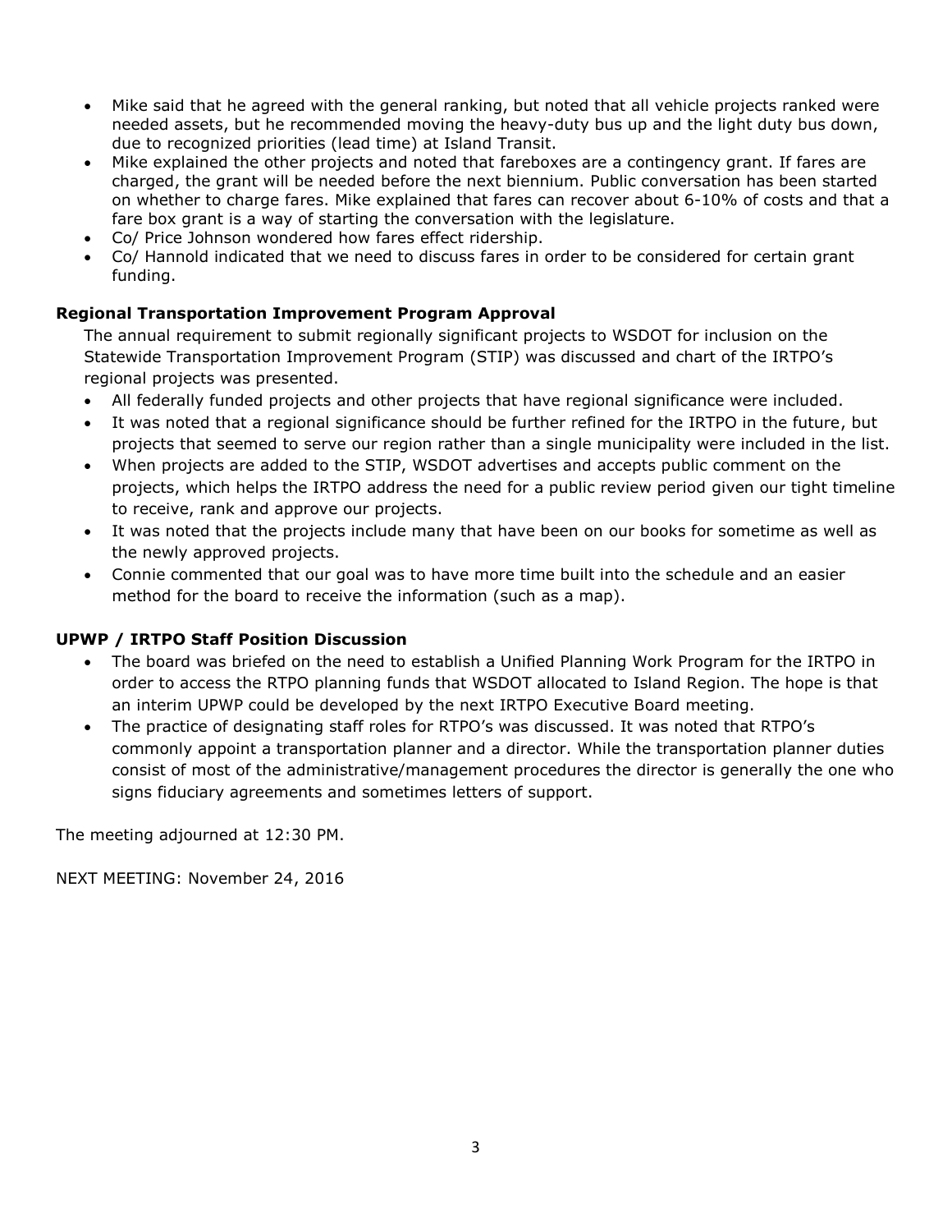- Mike said that he agreed with the general ranking, but noted that all vehicle projects ranked were needed assets, but he recommended moving the heavy-duty bus up and the light duty bus down, due to recognized priorities (lead time) at Island Transit.
- Mike explained the other projects and noted that fareboxes are a contingency grant. If fares are charged, the grant will be needed before the next biennium. Public conversation has been started on whether to charge fares. Mike explained that fares can recover about 6-10% of costs and that a fare box grant is a way of starting the conversation with the legislature.
- Co/ Price Johnson wondered how fares effect ridership.
- Co/ Hannold indicated that we need to discuss fares in order to be considered for certain grant funding.

**Regional Transportation Improvement Program Approval**

The annual requirement to submit regionally significant projects to WSDOT for inclusion on the Statewide Transportation Improvement Program (STIP) was discussed and chart of the IRTPO's regional projects was presented.

- All federally funded projects and other projects that have regional significance were included.
- It was noted that a regional significance should be further refined for the IRTPO in the future, but projects that seemed to serve our region rather than a single municipality were included in the list.
- When projects are added to the STIP, WSDOT advertises and accepts public comment on the projects, which helps the IRTPO address the need for a public review period given our tight timeline to receive, rank and approve our projects.
- It was noted that the projects include many that have been on our books for sometime as well as the newly approved projects.
- Connie commented that our goal was to have more time built into the schedule and an easier method for the board to receive the information (such as a map).

**UPWP / IRTPO Staff Position Discussion**

- The board was briefed on the need to establish a Unified Planning Work Program for the IRTPO in order to access the RTPO planning funds that WSDOT allocated to Island Region. The hope is that an interim UPWP could be developed by the next IRTPO Executive Board meeting.
- The practice of designating staff roles for RTPO's was discussed. It was noted that RTPO's commonly appoint a transportation planner and a director. While the transportation planner duties consist of most of the administrative/management procedures the director is generally the one who signs fiduciary agreements and sometimes letters of support.

The meeting adjourned at 12:30 PM.

NEXT MEETING: November 24, 2016